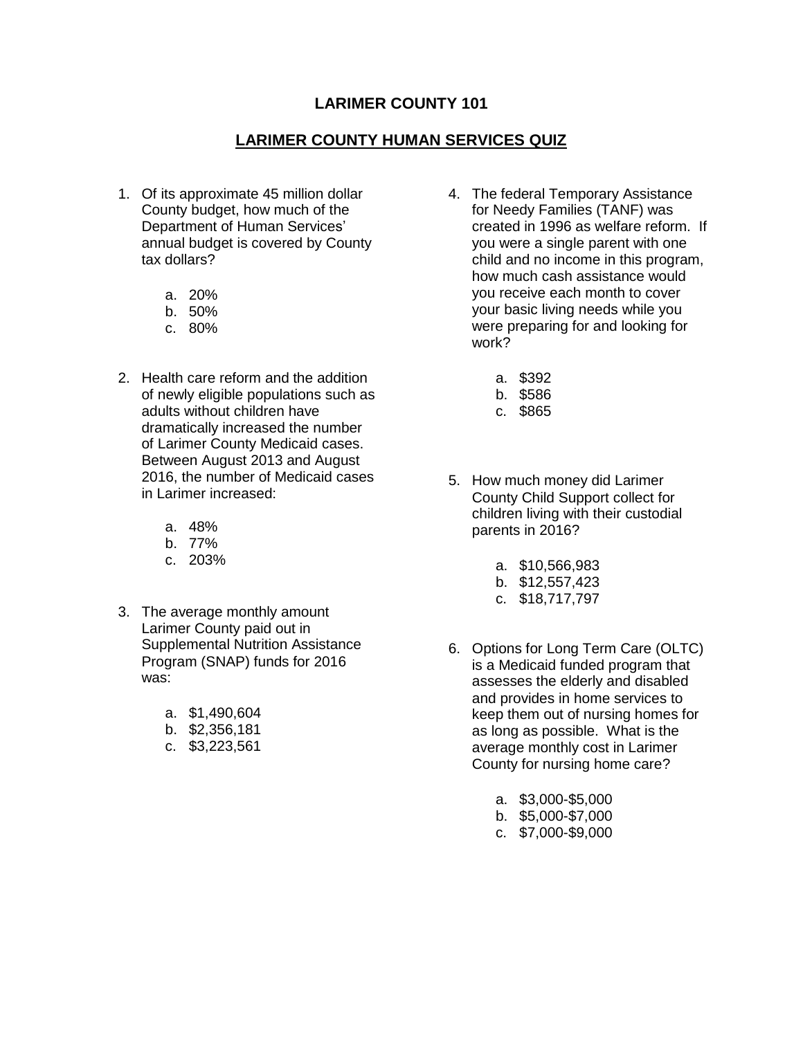# LARIMER COUNTY 101

## LARIMER COUNTY HUMAN SERVICES QUIZ

1. Of its approximate 45 million dollar County budget, how much of the Department of Human Services' annual budget is covered by County tax dollars?

   a. 20%
   b. 50%
   c. 80%

2. Health care reform and the addition of newly eligible populations such as adults without children have dramatically increased the number of Larimer County Medicaid cases. Between August 2013 and August 2016, the number of Medicaid cases in Larimer increased:

   a. 48%
   b. 77%
   c. 203%

3. The average monthly amount Larimer County paid out in Supplemental Nutrition Assistance Program (SNAP) funds for 2016 was:

   a. $1,490,604
   b. $2,356,181
   c. $3,223,561

4. The federal Temporary Assistance for Needy Families (TANF) was created in 1996 as welfare reform. If you were a single parent with one child and no income in this program, how much cash assistance would you receive each month to cover your basic living needs while you were preparing for and looking for work?

   a. $392
   b. $586
   c. $865

5. How much money did Larimer County Child Support collect for children living with their custodial parents in 2016?

   a. $10,566,983
   b. $12,557,423
   c. $18,717,797

6. Options for Long Term Care (OLTC) is a Medicaid funded program that assesses the elderly and disabled and provides in home services to keep them out of nursing homes for as long as possible. What is the average monthly cost in Larimer County for nursing home care?

   a. $3,000-$5,000
   b. $5,000-$7,000
   c. $7,000-$9,000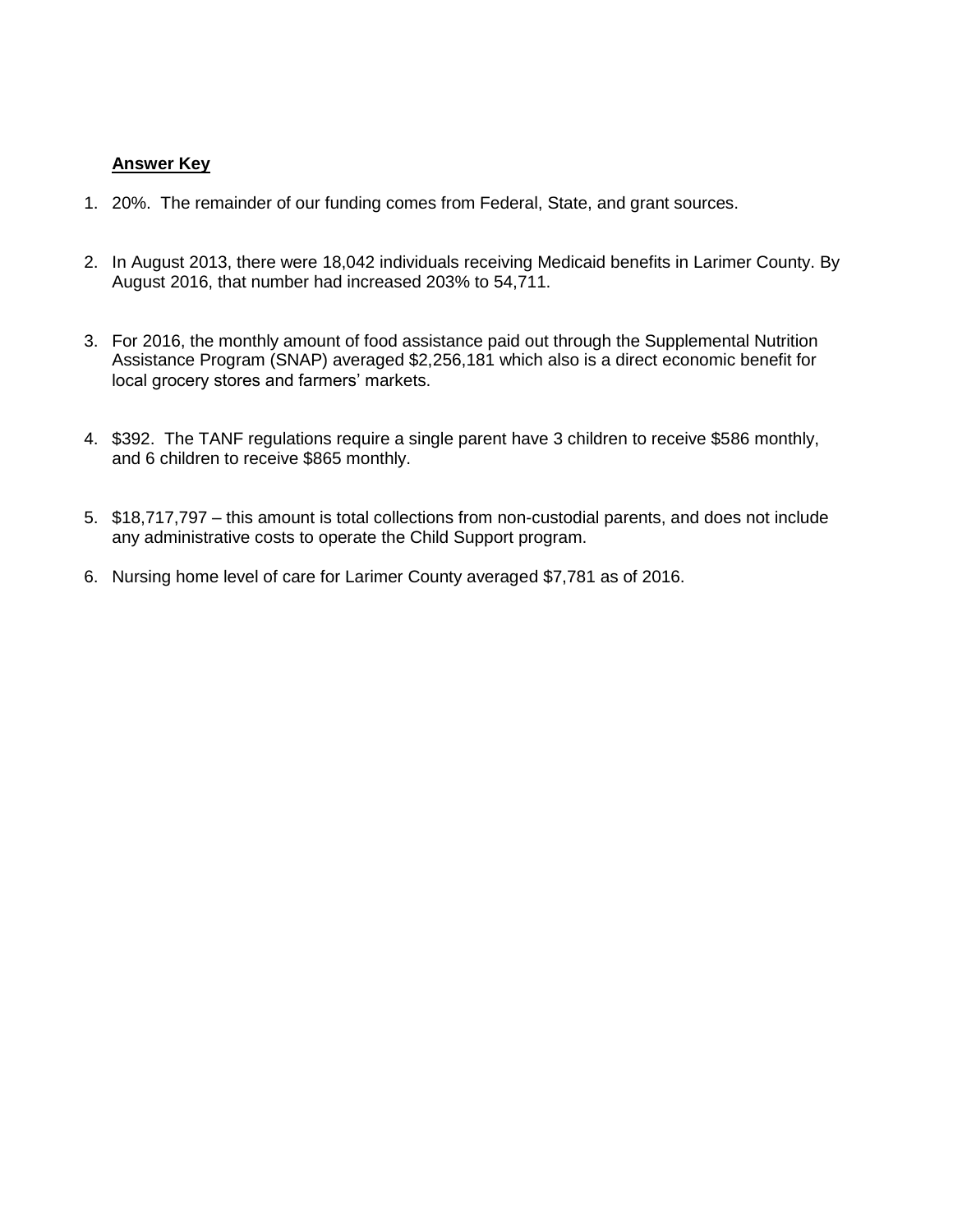**Answer Key**

1. 20%. The remainder of our funding comes from Federal, State, and grant sources.

2. In August 2013, there were 18,042 individuals receiving Medicaid benefits in Larimer County. By August 2016, that number had increased 203% to 54,711.

3. For 2016, the monthly amount of food assistance paid out through the Supplemental Nutrition Assistance Program (SNAP) averaged $2,256,181 which also is a direct economic benefit for local grocery stores and farmers' markets.

4. $392. The TANF regulations require a single parent have 3 children to receive $586 monthly, and 6 children to receive $865 monthly.

5. $18,717,797 – this amount is total collections from non-custodial parents, and does not include any administrative costs to operate the Child Support program.

6. Nursing home level of care for Larimer County averaged $7,781 as of 2016.